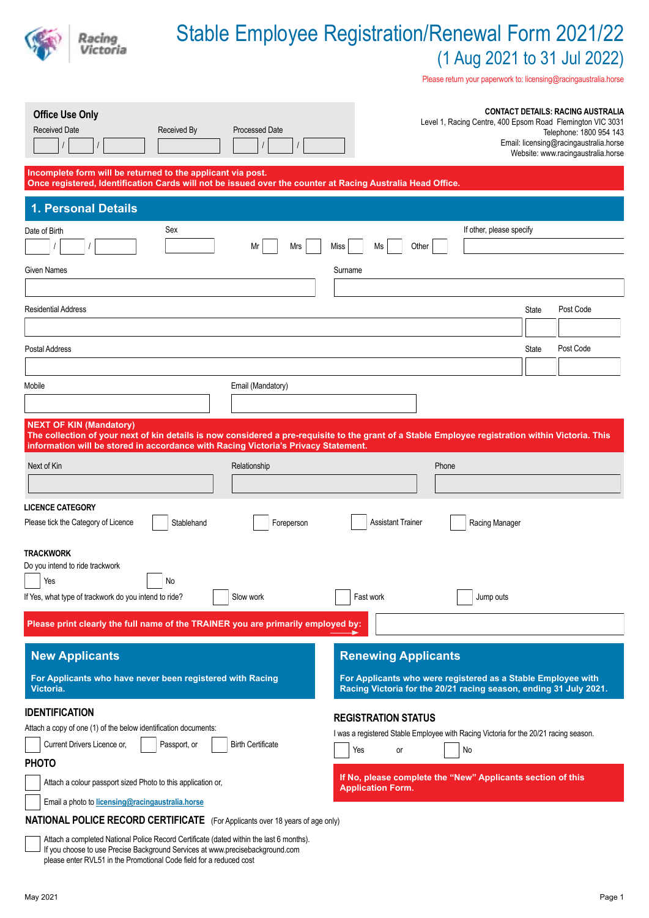# Stable Employee Registration/Renewal Form 2021/22

## (1 Aug 2021 to 31 Jul 2022)

Please return your paperwork to: licensing@racingaustralia.horse

**Office Use Only**

Received Date ___ / ___ / ___ Received By ______ Processed Date ___ / ___ / ___

**CONTACT DETAILS: RACING AUSTRALIA**
Level 1, Racing Centre, 400 Epsom Road Flemington VIC 3031
Telephone: 1800 954 143
Email: licensing@racingaustralia.horse
Website: www.racingaustralia.horse

**Incomplete form will be returned to the applicant via post.**
**Once registered, Identification Cards will not be issued over the counter at Racing Australia Head Office.**

## 1. Personal Details

Date of Birth ___ / ___ / ___

Sex ______ ☐ Mr ☐ Mrs ☐ Miss ☐ Ms ☐ Other

If other, please specify ______

Given Names ______ Surname ______

Residential Address ______ State ______ Post Code ______

Postal Address ______ State ______ Post Code ______

Mobile ______ Email (Mandatory) ______

**NEXT OF KIN (Mandatory)**
**The collection of your next of kin details is now considered a pre-requisite to the grant of a Stable Employee registration within Victoria. This information will be stored in accordance with Racing Victoria's Privacy Statement.**

Next of Kin ______ Relationship ______ Phone ______

**LICENCE CATEGORY**

Please tick the Category of Licence ☐ Stablehand ☐ Foreperson ☐ Assistant Trainer ☐ Racing Manager

**TRACKWORK**

Do you intend to ride trackwork

☐ Yes ☐ No

If Yes, what type of trackwork do you intend to ride? ☐ Slow work ☐ Fast work ☐ Jump outs

**Please print clearly the full name of the TRAINER you are primarily employed by:** ______

### New Applicants

**For Applicants who have never been registered with Racing Victoria.**

**IDENTIFICATION**

Attach a copy of one (1) of the below identification documents:

☐ Current Drivers Licence or, ☐ Passport, or ☐ Birth Certificate

**PHOTO**

☐ Attach a colour passport sized Photo to this application or,

☐ Email a photo to licensing@racingaustralia.horse

**NATIONAL POLICE RECORD CERTIFICATE** (For Applicants over 18 years of age only)

☐ Attach a completed National Police Record Certificate (dated within the last 6 months).
If you choose to use Precise Background Services at www.precisebackground.com please enter RVL51 in the Promotional Code field for a reduced cost

### Renewing Applicants

**For Applicants who were registered as a Stable Employee with Racing Victoria for the 20/21 racing season, ending 31 July 2021.**

**REGISTRATION STATUS**

I was a registered Stable Employee with Racing Victoria for the 20/21 racing season.

☐ Yes or ☐ No

**If No, please complete the "New" Applicants section of this Application Form.**

May 2021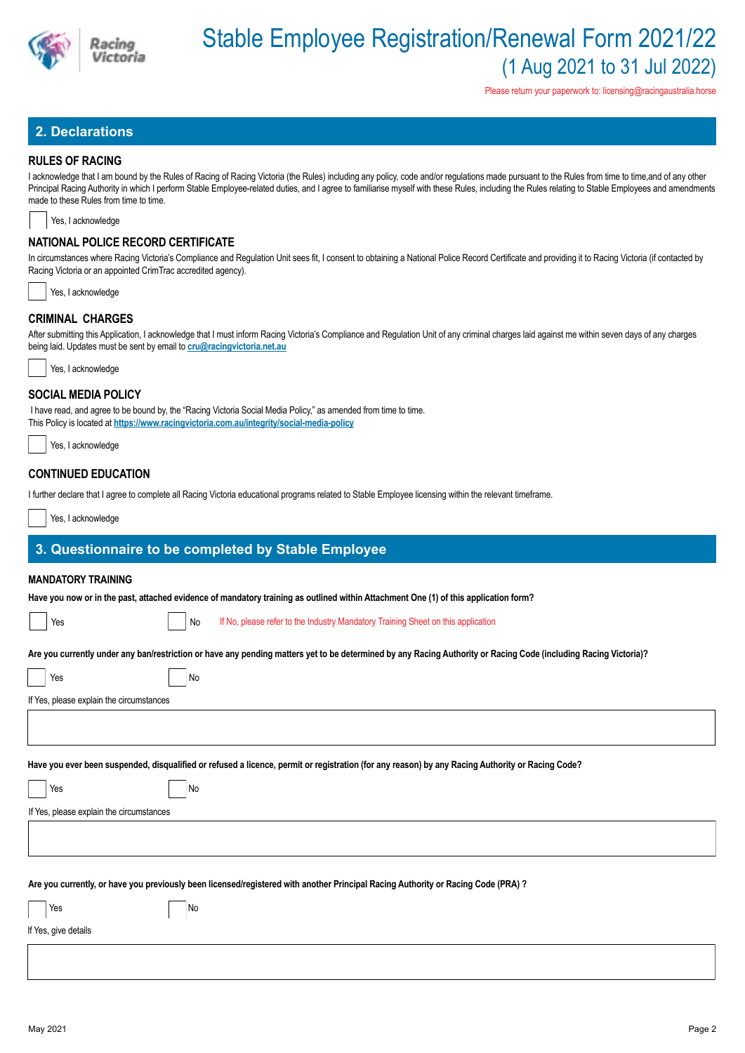# Stable Employee Registration/Renewal Form 2021/22

(1 Aug 2021 to 31 Jul 2022)

Please return your paperwork to: licensing@racingaustralia.horse

## 2. Declarations

### RULES OF RACING

I acknowledge that I am bound by the Rules of Racing of Racing Victoria (the Rules) including any policy, code and/or regulations made pursuant to the Rules from time to time,and of any other Principal Racing Authority in which I perform Stable Employee-related duties, and I agree to familiarise myself with these Rules, including the Rules relating to Stable Employees and amendments made to these Rules from time to time.

☐ Yes, I acknowledge

### NATIONAL POLICE RECORD CERTIFICATE

In circumstances where Racing Victoria's Compliance and Regulation Unit sees fit, I consent to obtaining a National Police Record Certificate and providing it to Racing Victoria (if contacted by Racing Victoria or an appointed CrimTrac accredited agency).

☐ Yes, I acknowledge

### CRIMINAL CHARGES

After submitting this Application, I acknowledge that I must inform Racing Victoria's Compliance and Regulation Unit of any criminal charges laid against me within seven days of any charges being laid. Updates must be sent by email to **cru@racingvictoria.net.au**

☐ Yes, I acknowledge

### SOCIAL MEDIA POLICY

I have read, and agree to be bound by, the "Racing Victoria Social Media Policy," as amended from time to time.
This Policy is located at **https://www.racingvictoria.com.au/integrity/social-media-policy**

☐ Yes, I acknowledge

### CONTINUED EDUCATION

I further declare that I agree to complete all Racing Victoria educational programs related to Stable Employee licensing within the relevant timeframe.

☐ Yes, I acknowledge

## 3. Questionnaire to be completed by Stable Employee

### MANDATORY TRAINING

**Have you now or in the past, attached evidence of mandatory training as outlined within Attachment One (1) of this application form?**

☐ Yes ☐ No If No, please refer to the Industry Mandatory Training Sheet on this application

**Are you currently under any ban/restriction or have any pending matters yet to be determined by any Racing Authority or Racing Code (including Racing Victoria)?**

☐ Yes ☐ No

If Yes, please explain the circumstances

**Have you ever been suspended, disqualified or refused a licence, permit or registration (for any reason) by any Racing Authority or Racing Code?**

☐ Yes ☐ No

If Yes, please explain the circumstances

**Are you currently, or have you previously been licensed/registered with another Principal Racing Authority or Racing Code (PRA) ?**

☐ Yes ☐ No

If Yes, give details

May 2021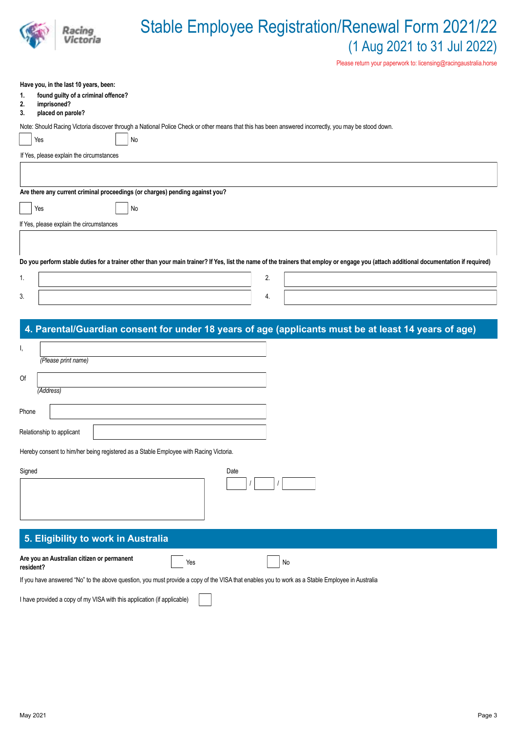# Stable Employee Registration/Renewal Form 2021/22

## (1 Aug 2021 to 31 Jul 2022)

Please return your paperwork to: licensing@racingaustralia.horse

**Have you, in the last 10 years, been:**

1. **found guilty of a criminal offence?**
2. **imprisoned?**
3. **placed on parole?**

Note: Should Racing Victoria discover through a National Police Check or other means that this has been answered incorrectly, you may be stood down.

☐ Yes ☐ No

If Yes, please explain the circumstances

**Are there any current criminal proceedings (or charges) pending against you?**

☐ Yes ☐ No

If Yes, please explain the circumstances

**Do you perform stable duties for a trainer other than your main trainer? If Yes, list the name of the trainers that employ or engage you (attach additional documentation if required)**

1. 
2. 
3. 
4. 

## 4. Parental/Guardian consent for under 18 years of age (applicants must be at least 14 years of age)

I, ______________________

*(Please print name)*

Of ______________________

*(Address)*

Phone ______________________

Relationship to applicant ______________________

Hereby consent to him/her being registered as a Stable Employee with Racing Victoria.

Signed ______________________

Date ____ / ____ / ______

## 5. Eligibility to work in Australia

**Are you an Australian citizen or permanent resident?** ☐ Yes ☐ No

If you have answered "No" to the above question, you must provide a copy of the VISA that enables you to work as a Stable Employee in Australia

I have provided a copy of my VISA with this application (if applicable) ☐

May 2021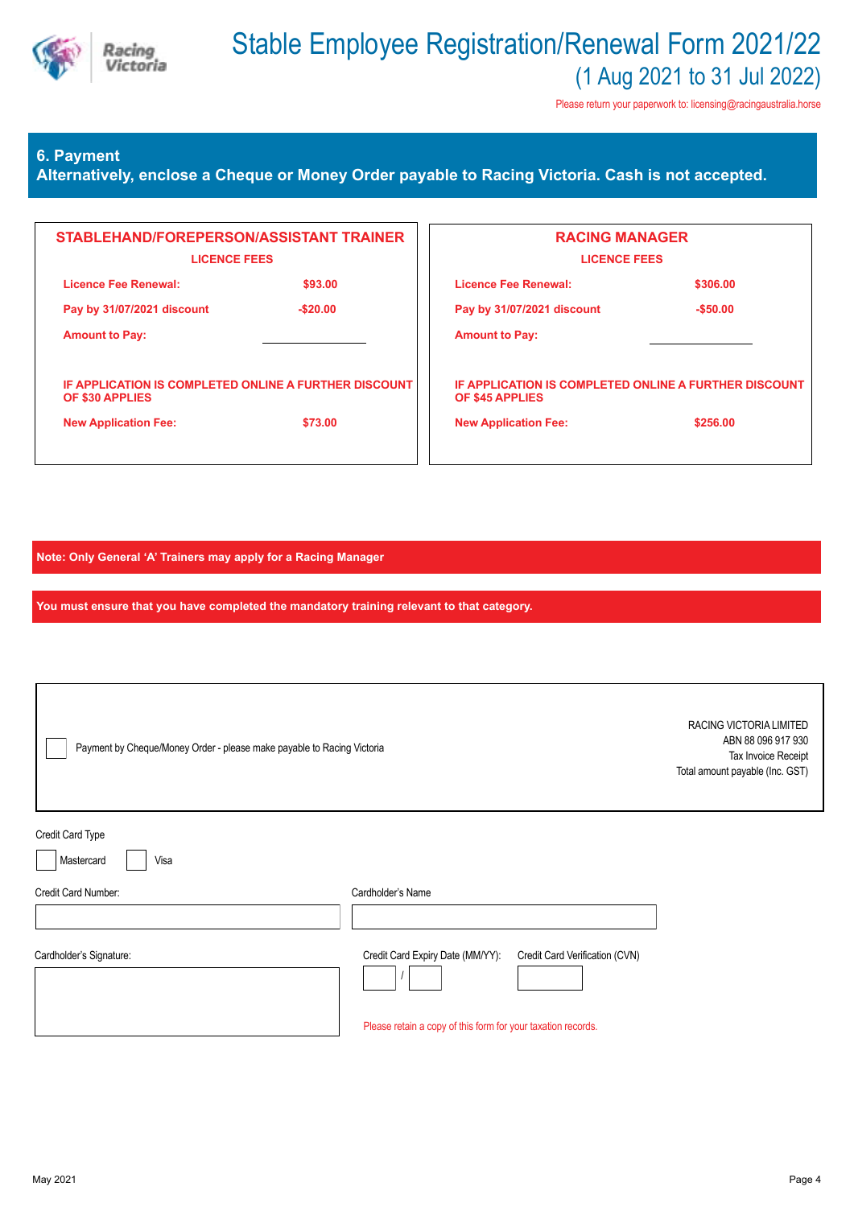# Stable Employee Registration/Renewal Form 2021/22
## (1 Aug 2021 to 31 Jul 2022)

Please return your paperwork to: licensing@racingaustralia.horse

## 6. Payment
**Alternatively, enclose a Cheque or Money Order payable to Racing Victoria. Cash is not accepted.**

### STABLEHAND/FOREPERSON/ASSISTANT TRAINER

**LICENCE FEES**

| | |
|---|---|
| **Licence Fee Renewal:** | **$93.00** |
| **Pay by 31/07/2021 discount** | **-$20.00** |
| **Amount to Pay:** | ____________ |

**IF APPLICATION IS COMPLETED ONLINE A FURTHER DISCOUNT OF $30 APPLIES**

| | |
|---|---|
| **New Application Fee:** | **$73.00** |

### RACING MANAGER

**LICENCE FEES**

| | |
|---|---|
| **Licence Fee Renewal:** | **$306.00** |
| **Pay by 31/07/2021 discount** | **-$50.00** |
| **Amount to Pay:** | ____________ |

**IF APPLICATION IS COMPLETED ONLINE A FURTHER DISCOUNT OF $45 APPLIES**

| | |
|---|---|
| **New Application Fee:** | **$256.00** |

**Note: Only General 'A' Trainers may apply for a Racing Manager**

**You must ensure that you have completed the mandatory training relevant to that category.**

☐ Payment by Cheque/Money Order - please make payable to Racing Victoria

RACING VICTORIA LIMITED
ABN 88 096 917 930
Tax Invoice Receipt
Total amount payable (Inc. GST)

Credit Card Type

☐ Mastercard ☐ Visa

Credit Card Number: ____________

Cardholder's Name: ____________

Cardholder's Signature: ____________

Credit Card Expiry Date (MM/YY): ____ / ____

Credit Card Verification (CVN): ____________

Please retain a copy of this form for your taxation records.

May 2021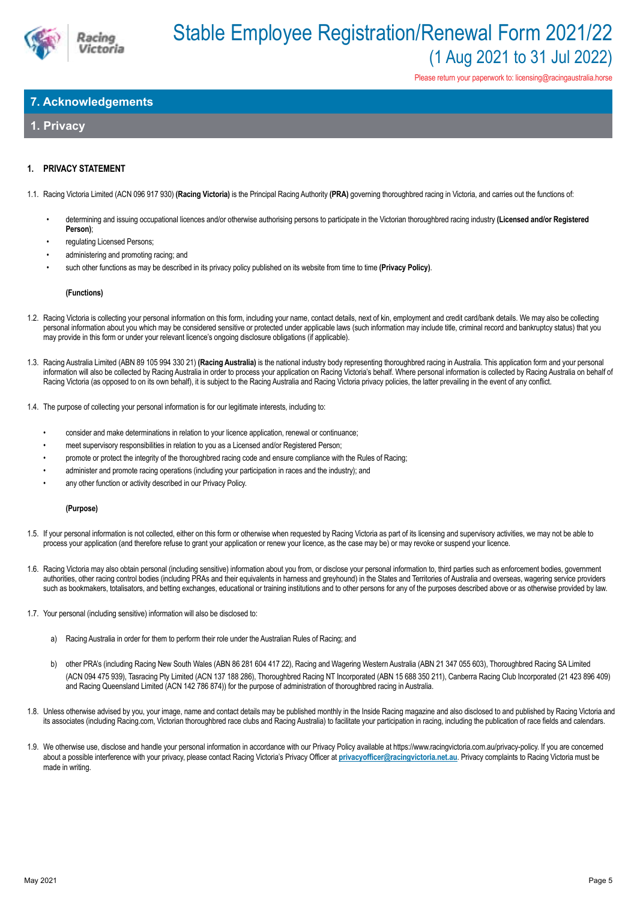# Stable Employee Registration/Renewal Form 2021/22
## (1 Aug 2021 to 31 Jul 2022)

Please return your paperwork to: licensing@racingaustralia.horse

## 7. Acknowledgements

## 1. Privacy

### 1. PRIVACY STATEMENT

1.1. Racing Victoria Limited (ACN 096 917 930) **(Racing Victoria)** is the Principal Racing Authority **(PRA)** governing thoroughbred racing in Victoria, and carries out the functions of:

- determining and issuing occupational licences and/or otherwise authorising persons to participate in the Victorian thoroughbred racing industry **(Licensed and/or Registered Person)**;
- regulating Licensed Persons;
- administering and promoting racing; and
- such other functions as may be described in its privacy policy published on its website from time to time **(Privacy Policy)**.

**(Functions)**

1.2. Racing Victoria is collecting your personal information on this form, including your name, contact details, next of kin, employment and credit card/bank details. We may also be collecting personal information about you which may be considered sensitive or protected under applicable laws (such information may include title, criminal record and bankruptcy status) that you may provide in this form or under your relevant licence's ongoing disclosure obligations (if applicable).

1.3. Racing Australia Limited (ABN 89 105 994 330 21) **(Racing Australia)** is the national industry body representing thoroughbred racing in Australia. This application form and your personal information will also be collected by Racing Australia in order to process your application on Racing Victoria's behalf. Where personal information is collected by Racing Australia on behalf of Racing Victoria (as opposed to on its own behalf), it is subject to the Racing Australia and Racing Victoria privacy policies, the latter prevailing in the event of any conflict.

1.4. The purpose of collecting your personal information is for our legitimate interests, including to:

- consider and make determinations in relation to your licence application, renewal or continuance;
- meet supervisory responsibilities in relation to you as a Licensed and/or Registered Person;
- promote or protect the integrity of the thoroughbred racing code and ensure compliance with the Rules of Racing;
- administer and promote racing operations (including your participation in races and the industry); and
- any other function or activity described in our Privacy Policy.

**(Purpose)**

1.5. If your personal information is not collected, either on this form or otherwise when requested by Racing Victoria as part of its licensing and supervisory activities, we may not be able to process your application (and therefore refuse to grant your application or renew your licence, as the case may be) or may revoke or suspend your licence.

1.6. Racing Victoria may also obtain personal (including sensitive) information about you from, or disclose your personal information to, third parties such as enforcement bodies, government authorities, other racing control bodies (including PRAs and their equivalents in harness and greyhound) in the States and Territories of Australia and overseas, wagering service providers such as bookmakers, totalisators, and betting exchanges, educational or training institutions and to other persons for any of the purposes described above or as otherwise provided by law.

1.7. Your personal (including sensitive) information will also be disclosed to:

a) Racing Australia in order for them to perform their role under the Australian Rules of Racing; and

b) other PRA's (including Racing New South Wales (ABN 86 281 604 417 22), Racing and Wagering Western Australia (ABN 21 347 055 603), Thoroughbred Racing SA Limited (ACN 094 475 939), Tasracing Pty Limited (ACN 137 188 286), Thoroughbred Racing NT Incorporated (ABN 15 688 350 211), Canberra Racing Club Incorporated (21 423 896 409) and Racing Queensland Limited (ACN 142 786 874)) for the purpose of administration of thoroughbred racing in Australia.

1.8. Unless otherwise advised by you, your image, name and contact details may be published monthly in the Inside Racing magazine and also disclosed to and published by Racing Victoria and its associates (including Racing.com, Victorian thoroughbred race clubs and Racing Australia) to facilitate your participation in racing, including the publication of race fields and calendars.

1.9. We otherwise use, disclose and handle your personal information in accordance with our Privacy Policy available at https://www.racingvictoria.com.au/privacy-policy. If you are concerned about a possible interference with your privacy, please contact Racing Victoria's Privacy Officer at **privacyofficer@racingvictoria.net.au**. Privacy complaints to Racing Victoria must be made in writing.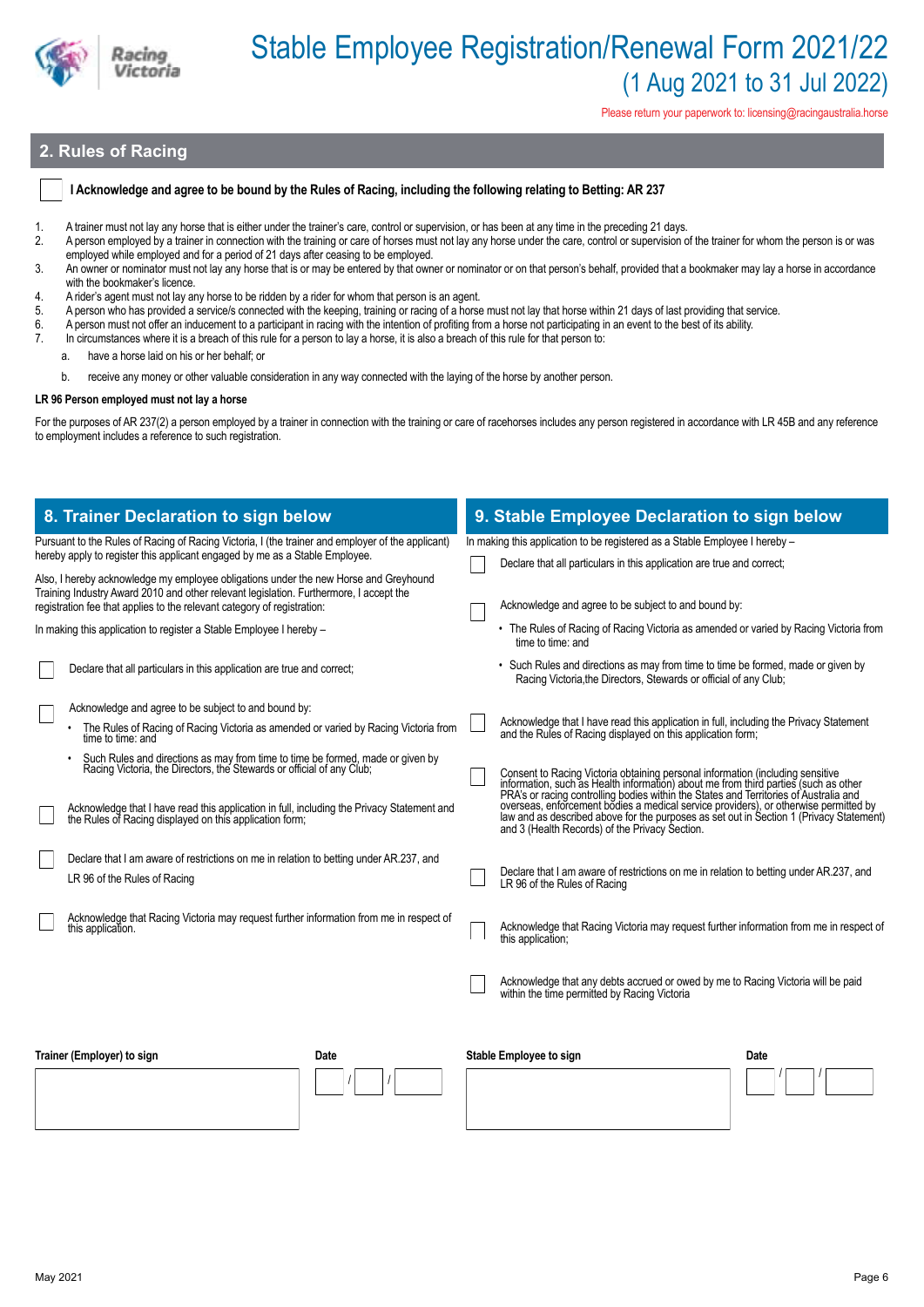# Stable Employee Registration/Renewal Form 2021/22

## (1 Aug 2021 to 31 Jul 2022)

Please return your paperwork to: licensing@racingaustralia.horse

## 2. Rules of Racing

☐ **I Acknowledge and agree to be bound by the Rules of Racing, including the following relating to Betting: AR 237**

1. A trainer must not lay any horse that is either under the trainer's care, control or supervision, or has been at any time in the preceding 21 days.
2. A person employed by a trainer in connection with the training or care of horses must not lay any horse under the care, control or supervision of the trainer for whom the person is or was employed while employed and for a period of 21 days after ceasing to be employed.
3. An owner or nominator must not lay any horse that is or may be entered by that owner or nominator or on that person's behalf, provided that a bookmaker may lay a horse in accordance with the bookmaker's licence.
4. A rider's agent must not lay any horse to be ridden by a rider for whom that person is an agent.
5. A person who has provided a service/s connected with the keeping, training or racing of a horse must not lay that horse within 21 days of last providing that service.
6. A person must not offer an inducement to a participant in racing with the intention of profiting from a horse not participating in an event to the best of its ability.
7. In circumstances where it is a breach of this rule for a person to lay a horse, it is also a breach of this rule for that person to:
   a. have a horse laid on his or her behalf; or
   b. receive any money or other valuable consideration in any way connected with the laying of the horse by another person.

**LR 96 Person employed must not lay a horse**

For the purposes of AR 237(2) a person employed by a trainer in connection with the training or care of racehorses includes any person registered in accordance with LR 45B and any reference to employment includes a reference to such registration.

## 8. Trainer Declaration to sign below

Pursuant to the Rules of Racing of Racing Victoria, I (the trainer and employer of the applicant) hereby apply to register this applicant engaged by me as a Stable Employee.

Also, I hereby acknowledge my employee obligations under the new Horse and Greyhound Training Industry Award 2010 and other relevant legislation. Furthermore, I accept the registration fee that applies to the relevant category of registration:

In making this application to register a Stable Employee I hereby –

☐ Declare that all particulars in this application are true and correct;

☐ Acknowledge and agree to be subject to and bound by:
- The Rules of Racing of Racing Victoria as amended or varied by Racing Victoria from time to time: and
- Such Rules and directions as may from time to time be formed, made or given by Racing Victoria, the Directors, the Stewards or official of any Club;

☐ Acknowledge that I have read this application in full, including the Privacy Statement and the Rules of Racing displayed on this application form;

☐ Declare that I am aware of restrictions on me in relation to betting under AR.237, and LR 96 of the Rules of Racing

☐ Acknowledge that Racing Victoria may request further information from me in respect of this application.

| Trainer (Employer) to sign | Date |
|---|---|
| | / / |

## 9. Stable Employee Declaration to sign below

In making this application to be registered as a Stable Employee I hereby –

☐ Declare that all particulars in this application are true and correct;

☐ Acknowledge and agree to be subject to and bound by:
- The Rules of Racing of Racing Victoria as amended or varied by Racing Victoria from time to time: and
- Such Rules and directions as may from time to time be formed, made or given by Racing Victoria,the Directors, Stewards or official of any Club;

☐ Acknowledge that I have read this application in full, including the Privacy Statement and the Rules of Racing displayed on this application form;

☐ Consent to Racing Victoria obtaining personal information (including sensitive information, such as Health information) about me from third parties (such as other PRA's or racing controlling bodies within the States and Territories of Australia and overseas, enforcement bodies a medical service providers), or otherwise permitted by law and as described above for the purposes as set out in Section 1 (Privacy Statement) and 3 (Health Records) of the Privacy Section.

☐ Declare that I am aware of restrictions on me in relation to betting under AR.237, and LR 96 of the Rules of Racing

☐ Acknowledge that Racing Victoria may request further information from me in respect of this application;

☐ Acknowledge that any debts accrued or owed by me to Racing Victoria will be paid within the time permitted by Racing Victoria

| Stable Employee to sign | Date |
|---|---|
| | / / |

May 2021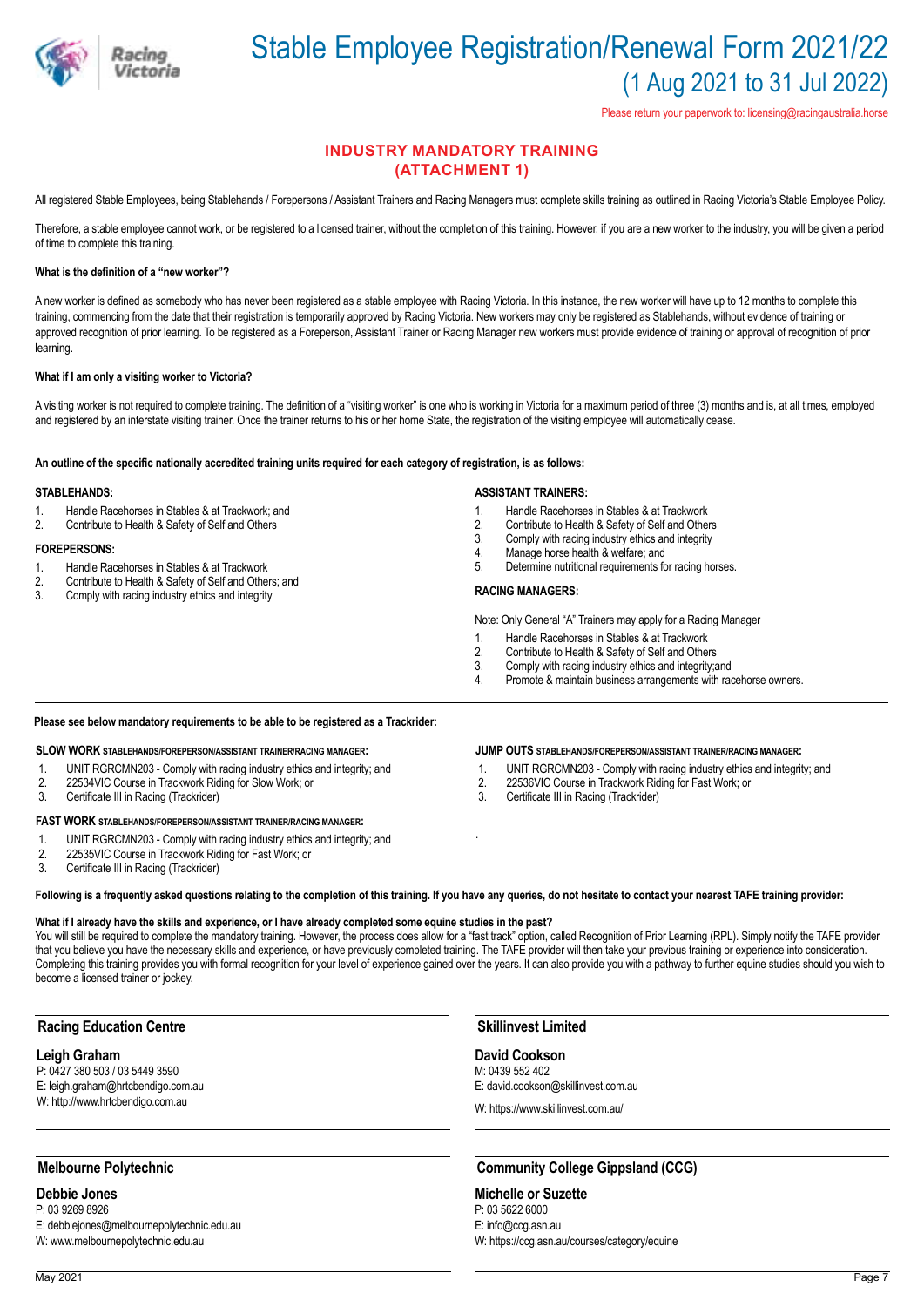# Stable Employee Registration/Renewal Form 2021/22
## (1 Aug 2021 to 31 Jul 2022)

Please return your paperwork to: licensing@racingaustralia.horse

## INDUSTRY MANDATORY TRAINING (ATTACHMENT 1)

All registered Stable Employees, being Stablehands / Forepersons / Assistant Trainers and Racing Managers must complete skills training as outlined in Racing Victoria's Stable Employee Policy.

Therefore, a stable employee cannot work, or be registered to a licensed trainer, without the completion of this training. However, if you are a new worker to the industry, you will be given a period of time to complete this training.

**What is the definition of a "new worker"?**

A new worker is defined as somebody who has never been registered as a stable employee with Racing Victoria. In this instance, the new worker will have up to 12 months to complete this training, commencing from the date that their registration is temporarily approved by Racing Victoria. New workers may only be registered as Stablehands, without evidence of training or approved recognition of prior learning. To be registered as a Foreperson, Assistant Trainer or Racing Manager new workers must provide evidence of training or approval of recognition of prior learning.

**What if I am only a visiting worker to Victoria?**

A visiting worker is not required to complete training. The definition of a "visiting worker" is one who is working in Victoria for a maximum period of three (3) months and is, at all times, employed and registered by an interstate visiting trainer. Once the trainer returns to his or her home State, the registration of the visiting employee will automatically cease.

**An outline of the specific nationally accredited training units required for each category of registration, is as follows:**

**STABLEHANDS:**

1. Handle Racehorses in Stables & at Trackwork; and
2. Contribute to Health & Safety of Self and Others

**FOREPERSONS:**

1. Handle Racehorses in Stables & at Trackwork
2. Contribute to Health & Safety of Self and Others; and
3. Comply with racing industry ethics and integrity

**ASSISTANT TRAINERS:**

1. Handle Racehorses in Stables & at Trackwork
2. Contribute to Health & Safety of Self and Others
3. Comply with racing industry ethics and integrity
4. Manage horse health & welfare; and
5. Determine nutritional requirements for racing horses.

**RACING MANAGERS:**

Note: Only General "A" Trainers may apply for a Racing Manager

1. Handle Racehorses in Stables & at Trackwork
2. Contribute to Health & Safety of Self and Others
3. Comply with racing industry ethics and integrity;and
4. Promote & maintain business arrangements with racehorse owners.

**Please see below mandatory requirements to be able to be registered as a Trackrider:**

**SLOW WORK** STABLEHANDS/FOREPERSON/ASSISTANT TRAINER/RACING MANAGER:

1. UNIT RGRCMN203 - Comply with racing industry ethics and integrity; and
2. 22534VIC Course in Trackwork Riding for Slow Work; or
3. Certificate III in Racing (Trackrider)

**FAST WORK** STABLEHANDS/FOREPERSON/ASSISTANT TRAINER/RACING MANAGER:

1. UNIT RGRCMN203 - Comply with racing industry ethics and integrity; and
2. 22535VIC Course in Trackwork Riding for Fast Work; or
3. Certificate III in Racing (Trackrider)

**JUMP OUTS** STABLEHANDS/FOREPERSON/ASSISTANT TRAINER/RACING MANAGER:

1. UNIT RGRCMN203 - Comply with racing industry ethics and integrity; and
2. 22536VIC Course in Trackwork Riding for Fast Work; or
3. Certificate III in Racing (Trackrider)

**Following is a frequently asked questions relating to the completion of this training. If you have any queries, do not hesitate to contact your nearest TAFE training provider:**

**What if I already have the skills and experience, or I have already completed some equine studies in the past?**

You will still be required to complete the mandatory training. However, the process does allow for a "fast track" option, called Recognition of Prior Learning (RPL). Simply notify the TAFE provider that you believe you have the necessary skills and experience, or have previously completed training. The TAFE provider will then take your previous training or experience into consideration. Completing this training provides you with formal recognition for your level of experience gained over the years. It can also provide you with a pathway to further equine studies should you wish to become a licensed trainer or jockey.

### Racing Education Centre

**Leigh Graham**
P: 0427 380 503 / 03 5449 3590
E: leigh.graham@hrtcbendigo.com.au
W: http://www.hrtcbendigo.com.au

### Skillinvest Limited

**David Cookson**
M: 0439 552 402
E: david.cookson@skillinvest.com.au
W: https://www.skillinvest.com.au/

### Melbourne Polytechnic

**Debbie Jones**
P: 03 9269 8926
E: debbiejones@melbournepolytechnic.edu.au
W: www.melbournepolytechnic.edu.au

### Community College Gippsland (CCG)

**Michelle or Suzette**
P: 03 5622 6000
E: info@ccg.asn.au
W: https://ccg.asn.au/courses/category/equine

May 2021